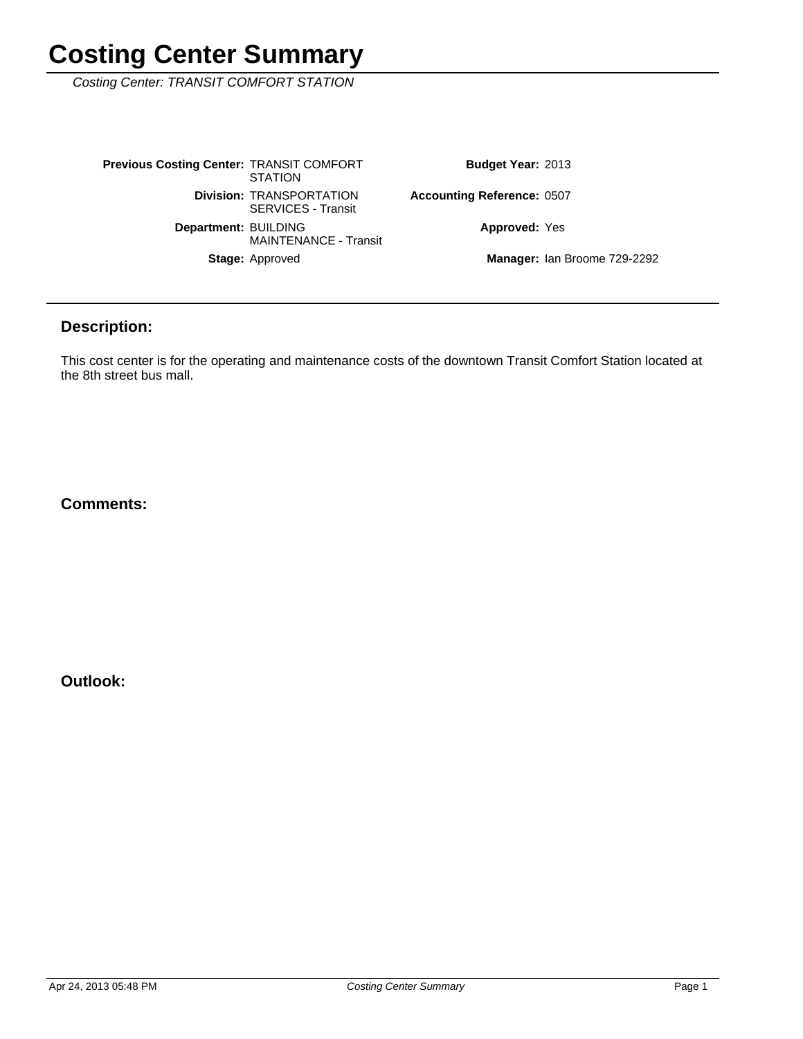# Costing Center Summary

*Costing Center: TRANSIT COMFORT STATION*

| | | | |
|---|---|---|---|
| **Previous Costing Center:** | TRANSIT COMFORT STATION | **Budget Year:** | 2013 |
| **Division:** | TRANSPORTATION SERVICES - Transit | **Accounting Reference:** | 0507 |
| **Department:** | BUILDING MAINTENANCE - Transit | **Approved:** | Yes |
| **Stage:** | Approved | **Manager:** | Ian Broome 729-2292 |

## Description:

This cost center is for the operating and maintenance costs of the downtown Transit Comfort Station located at the 8th street bus mall.

## Comments:

## Outlook: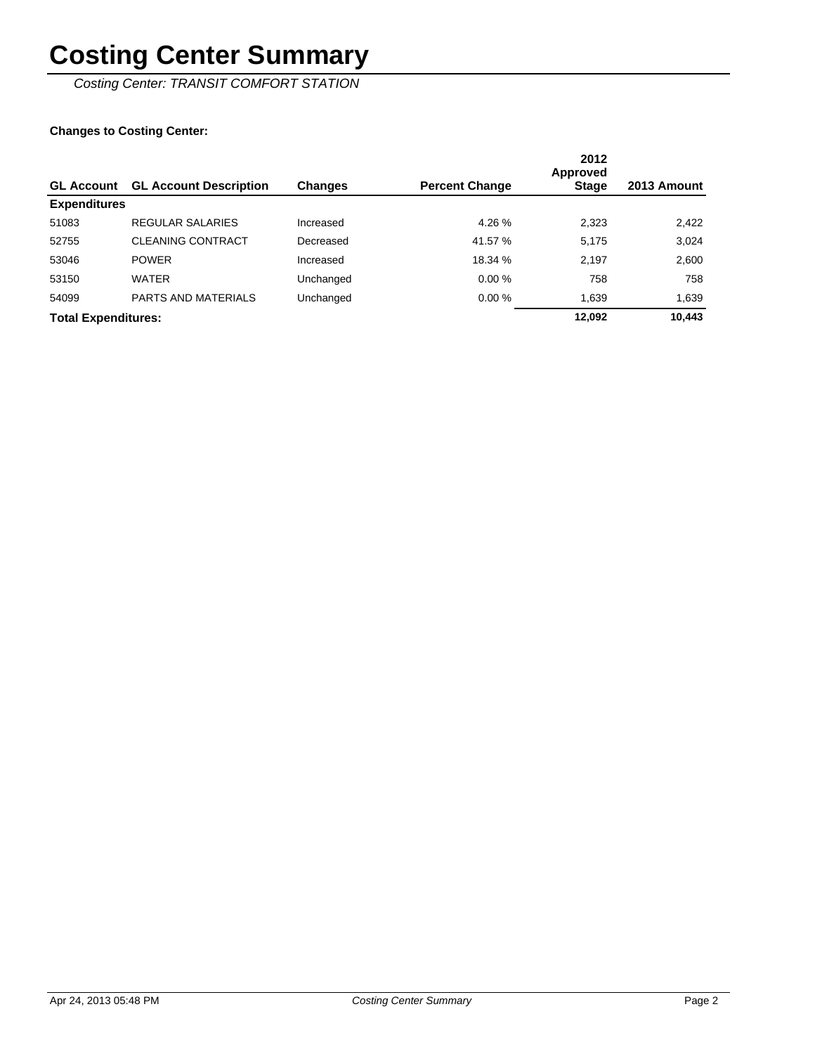# Costing Center Summary

*Costing Center: TRANSIT COMFORT STATION*

**Changes to Costing Center:**

| GL Account | GL Account Description | Changes | Percent Change | 2012 Approved Stage | 2013 Amount |
|---|---|---|---|---|---|
| **Expenditures** | | | | | |
| 51083 | REGULAR SALARIES | Increased | 4.26 % | 2,323 | 2,422 |
| 52755 | CLEANING CONTRACT | Decreased | 41.57 % | 5,175 | 3,024 |
| 53046 | POWER | Increased | 18.34 % | 2,197 | 2,600 |
| 53150 | WATER | Unchanged | 0.00 % | 758 | 758 |
| 54099 | PARTS AND MATERIALS | Unchanged | 0.00 % | 1,639 | 1,639 |
| **Total Expenditures:** | | | | **12,092** | **10,443** |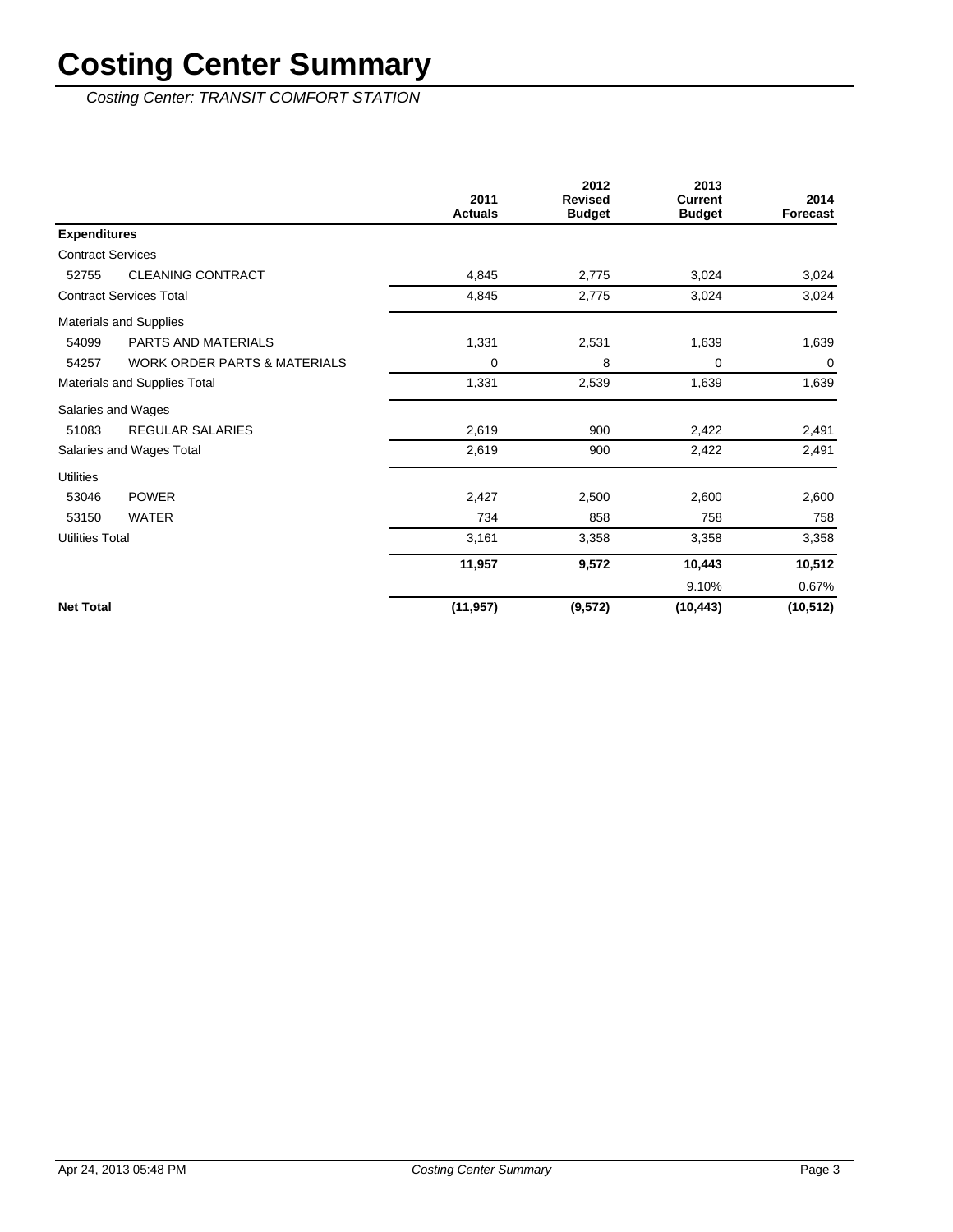# Costing Center Summary

*Costing Center: TRANSIT COMFORT STATION*

| | | 2011 Actuals | 2012 Revised Budget | 2013 Current Budget | 2014 Forecast |
|---|---|---|---|---|---|
| **Expenditures** | | | | | |
| Contract Services | | | | | |
| 52755 | CLEANING CONTRACT | 4,845 | 2,775 | 3,024 | 3,024 |
| Contract Services Total | | 4,845 | 2,775 | 3,024 | 3,024 |
| Materials and Supplies | | | | | |
| 54099 | PARTS AND MATERIALS | 1,331 | 2,531 | 1,639 | 1,639 |
| 54257 | WORK ORDER PARTS & MATERIALS | 0 | 8 | 0 | 0 |
| Materials and Supplies Total | | 1,331 | 2,539 | 1,639 | 1,639 |
| Salaries and Wages | | | | | |
| 51083 | REGULAR SALARIES | 2,619 | 900 | 2,422 | 2,491 |
| Salaries and Wages Total | | 2,619 | 900 | 2,422 | 2,491 |
| Utilities | | | | | |
| 53046 | POWER | 2,427 | 2,500 | 2,600 | 2,600 |
| 53150 | WATER | 734 | 858 | 758 | 758 |
| Utilities Total | | 3,161 | 3,358 | 3,358 | 3,358 |
| | | **11,957** | **9,572** | **10,443** | **10,512** |
| | | | | 9.10% | 0.67% |
| **Net Total** | | **(11,957)** | **(9,572)** | **(10,443)** | **(10,512)** |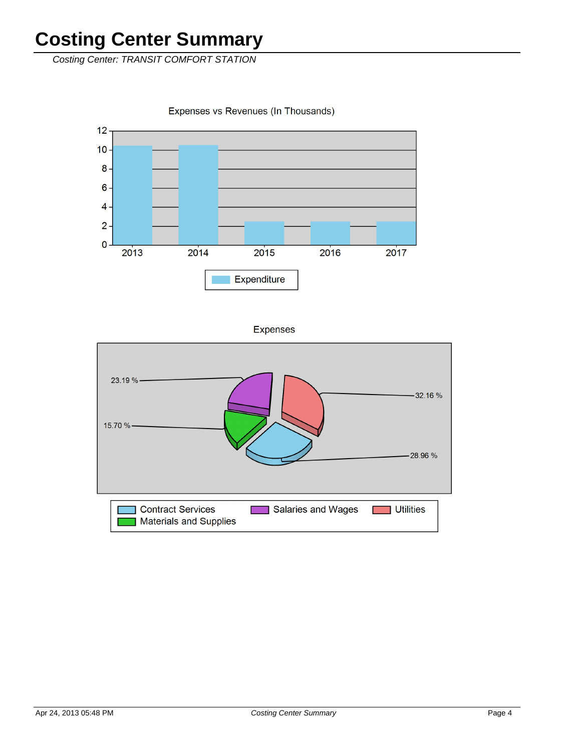# Costing Center Summary

*Costing Center: TRANSIT COMFORT STATION*

Expenses vs Revenues (In Thousands)

12
10
8
6
4
2
0

2013
2014
2015
2016
2017

Expenditure

Expenses

23.19 %
32.16 %
15.70 %
28.96 %

Contract Services
Salaries and Wages
Utilities
Materials and Supplies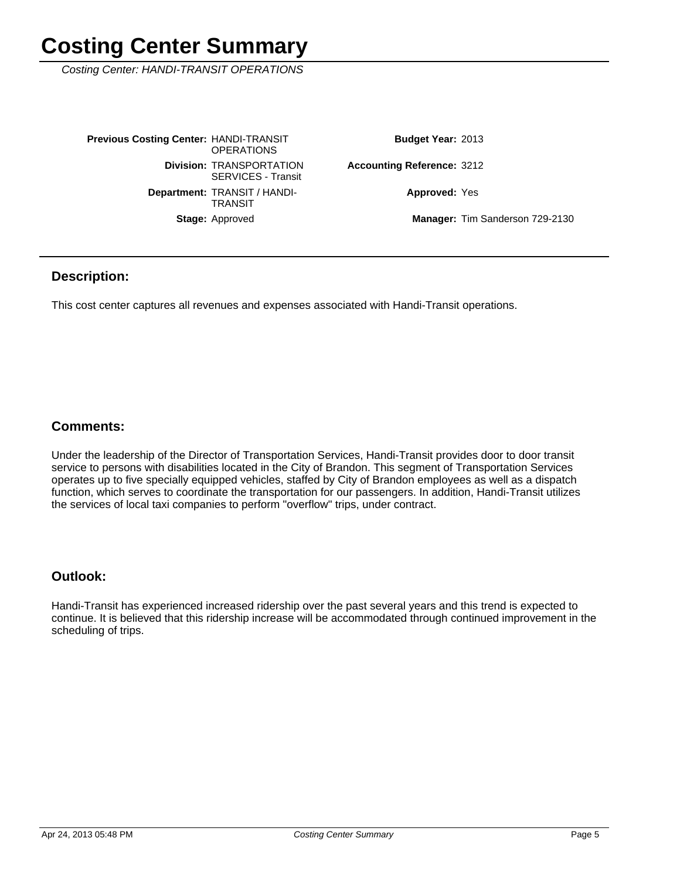# Costing Center Summary

*Costing Center: HANDI-TRANSIT OPERATIONS*

| | | | |
|---|---|---|---|
| **Previous Costing Center:** | HANDI-TRANSIT OPERATIONS | **Budget Year:** | 2013 |
| **Division:** | TRANSPORTATION SERVICES - Transit | **Accounting Reference:** | 3212 |
| **Department:** | TRANSIT / HANDI-TRANSIT | **Approved:** | Yes |
| **Stage:** | Approved | **Manager:** | Tim Sanderson 729-2130 |

## Description:

This cost center captures all revenues and expenses associated with Handi-Transit operations.

## Comments:

Under the leadership of the Director of Transportation Services, Handi-Transit provides door to door transit service to persons with disabilities located in the City of Brandon. This segment of Transportation Services operates up to five specially equipped vehicles, staffed by City of Brandon employees as well as a dispatch function, which serves to coordinate the transportation for our passengers. In addition, Handi-Transit utilizes the services of local taxi companies to perform "overflow" trips, under contract.

## Outlook:

Handi-Transit has experienced increased ridership over the past several years and this trend is expected to continue. It is believed that this ridership increase will be accommodated through continued improvement in the scheduling of trips.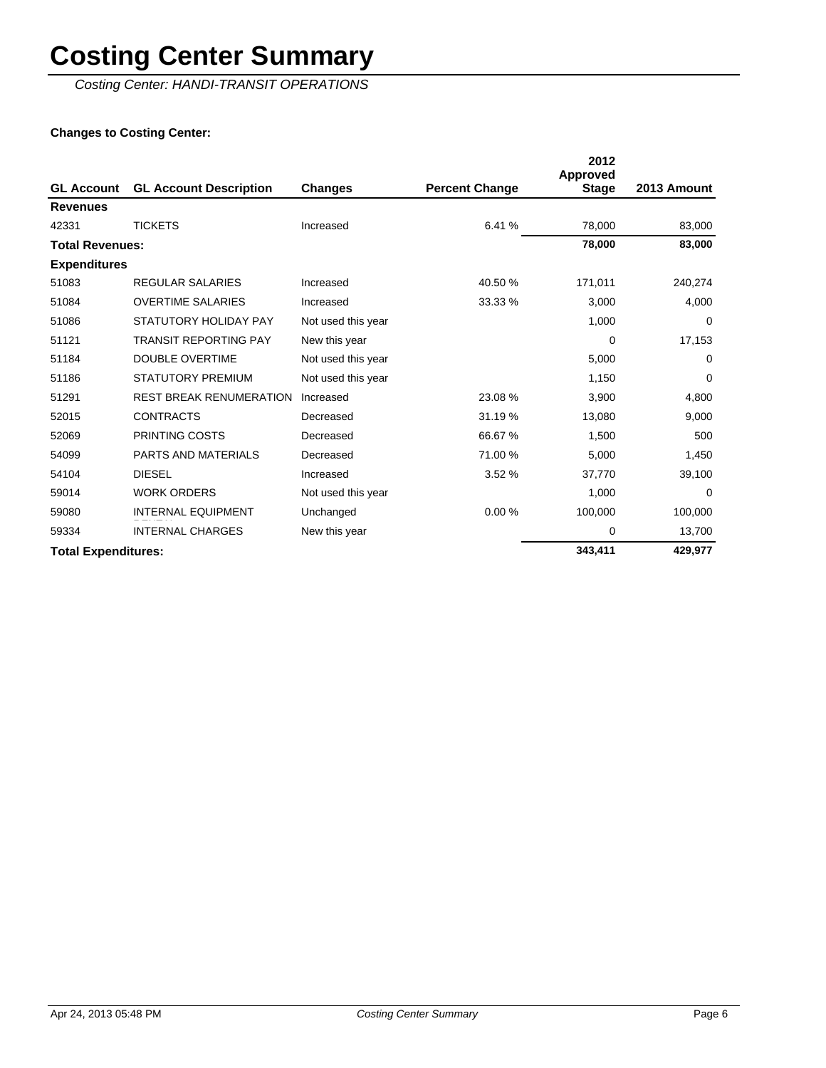# Costing Center Summary

*Costing Center: HANDI-TRANSIT OPERATIONS*

**Changes to Costing Center:**

| GL Account | GL Account Description | Changes | Percent Change | 2012 Approved Stage | 2013 Amount |
|---|---|---|---|---|---|
| **Revenues** | | | | | |
| 42331 | TICKETS | Increased | 6.41 % | 78,000 | 83,000 |
| **Total Revenues:** | | | | **78,000** | **83,000** |
| **Expenditures** | | | | | |
| 51083 | REGULAR SALARIES | Increased | 40.50 % | 171,011 | 240,274 |
| 51084 | OVERTIME SALARIES | Increased | 33.33 % | 3,000 | 4,000 |
| 51086 | STATUTORY HOLIDAY PAY | Not used this year | | 1,000 | 0 |
| 51121 | TRANSIT REPORTING PAY | New this year | | 0 | 17,153 |
| 51184 | DOUBLE OVERTIME | Not used this year | | 5,000 | 0 |
| 51186 | STATUTORY PREMIUM | Not used this year | | 1,150 | 0 |
| 51291 | REST BREAK RENUMERATION | Increased | 23.08 % | 3,900 | 4,800 |
| 52015 | CONTRACTS | Decreased | 31.19 % | 13,080 | 9,000 |
| 52069 | PRINTING COSTS | Decreased | 66.67 % | 1,500 | 500 |
| 54099 | PARTS AND MATERIALS | Decreased | 71.00 % | 5,000 | 1,450 |
| 54104 | DIESEL | Increased | 3.52 % | 37,770 | 39,100 |
| 59014 | WORK ORDERS | Not used this year | | 1,000 | 0 |
| 59080 | INTERNAL EQUIPMENT RENTAL | Unchanged | 0.00 % | 100,000 | 100,000 |
| 59334 | INTERNAL CHARGES | New this year | | 0 | 13,700 |
| **Total Expenditures:** | | | | **343,411** | **429,977** |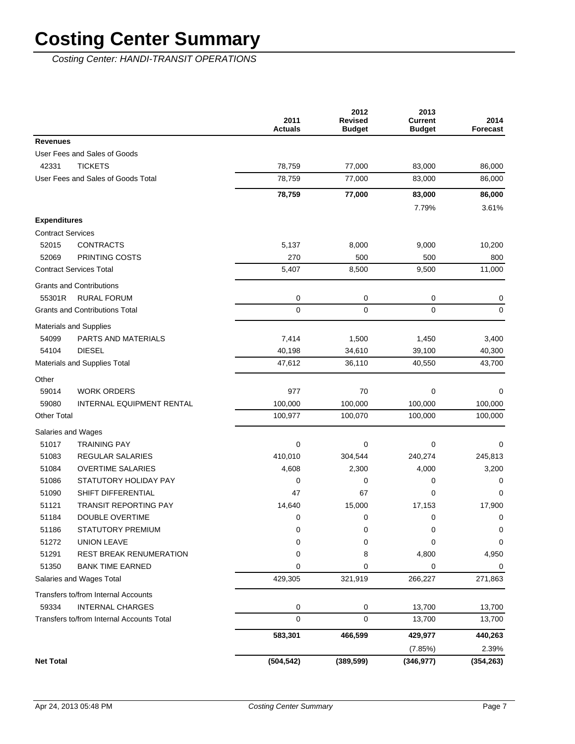# Costing Center Summary

*Costing Center: HANDI-TRANSIT OPERATIONS*

| | | 2011 Actuals | 2012 Revised Budget | 2013 Current Budget | 2014 Forecast |
|---|---|---|---|---|---|
| **Revenues** | | | | | |
| User Fees and Sales of Goods | | | | | |
| 42331 | TICKETS | 78,759 | 77,000 | 83,000 | 86,000 |
| User Fees and Sales of Goods Total | | 78,759 | 77,000 | 83,000 | 86,000 |
| | | **78,759** | **77,000** | **83,000** | **86,000** |
| | | | | 7.79% | 3.61% |
| **Expenditures** | | | | | |
| Contract Services | | | | | |
| 52015 | CONTRACTS | 5,137 | 8,000 | 9,000 | 10,200 |
| 52069 | PRINTING COSTS | 270 | 500 | 500 | 800 |
| Contract Services Total | | 5,407 | 8,500 | 9,500 | 11,000 |
| Grants and Contributions | | | | | |
| 55301R | RURAL FORUM | 0 | 0 | 0 | 0 |
| Grants and Contributions Total | | 0 | 0 | 0 | 0 |
| Materials and Supplies | | | | | |
| 54099 | PARTS AND MATERIALS | 7,414 | 1,500 | 1,450 | 3,400 |
| 54104 | DIESEL | 40,198 | 34,610 | 39,100 | 40,300 |
| Materials and Supplies Total | | 47,612 | 36,110 | 40,550 | 43,700 |
| Other | | | | | |
| 59014 | WORK ORDERS | 977 | 70 | 0 | 0 |
| 59080 | INTERNAL EQUIPMENT RENTAL | 100,000 | 100,000 | 100,000 | 100,000 |
| Other Total | | 100,977 | 100,070 | 100,000 | 100,000 |
| Salaries and Wages | | | | | |
| 51017 | TRAINING PAY | 0 | 0 | 0 | 0 |
| 51083 | REGULAR SALARIES | 410,010 | 304,544 | 240,274 | 245,813 |
| 51084 | OVERTIME SALARIES | 4,608 | 2,300 | 4,000 | 3,200 |
| 51086 | STATUTORY HOLIDAY PAY | 0 | 0 | 0 | 0 |
| 51090 | SHIFT DIFFERENTIAL | 47 | 67 | 0 | 0 |
| 51121 | TRANSIT REPORTING PAY | 14,640 | 15,000 | 17,153 | 17,900 |
| 51184 | DOUBLE OVERTIME | 0 | 0 | 0 | 0 |
| 51186 | STATUTORY PREMIUM | 0 | 0 | 0 | 0 |
| 51272 | UNION LEAVE | 0 | 0 | 0 | 0 |
| 51291 | REST BREAK RENUMERATION | 0 | 8 | 4,800 | 4,950 |
| 51350 | BANK TIME EARNED | 0 | 0 | 0 | 0 |
| Salaries and Wages Total | | 429,305 | 321,919 | 266,227 | 271,863 |
| Transfers to/from Internal Accounts | | | | | |
| 59334 | INTERNAL CHARGES | 0 | 0 | 13,700 | 13,700 |
| Transfers to/from Internal Accounts Total | | 0 | 0 | 13,700 | 13,700 |
| | | **583,301** | **466,599** | **429,977** | **440,263** |
| | | | | (7.85%) | 2.39% |
| **Net Total** | | **(504,542)** | **(389,599)** | **(346,977)** | **(354,263)** |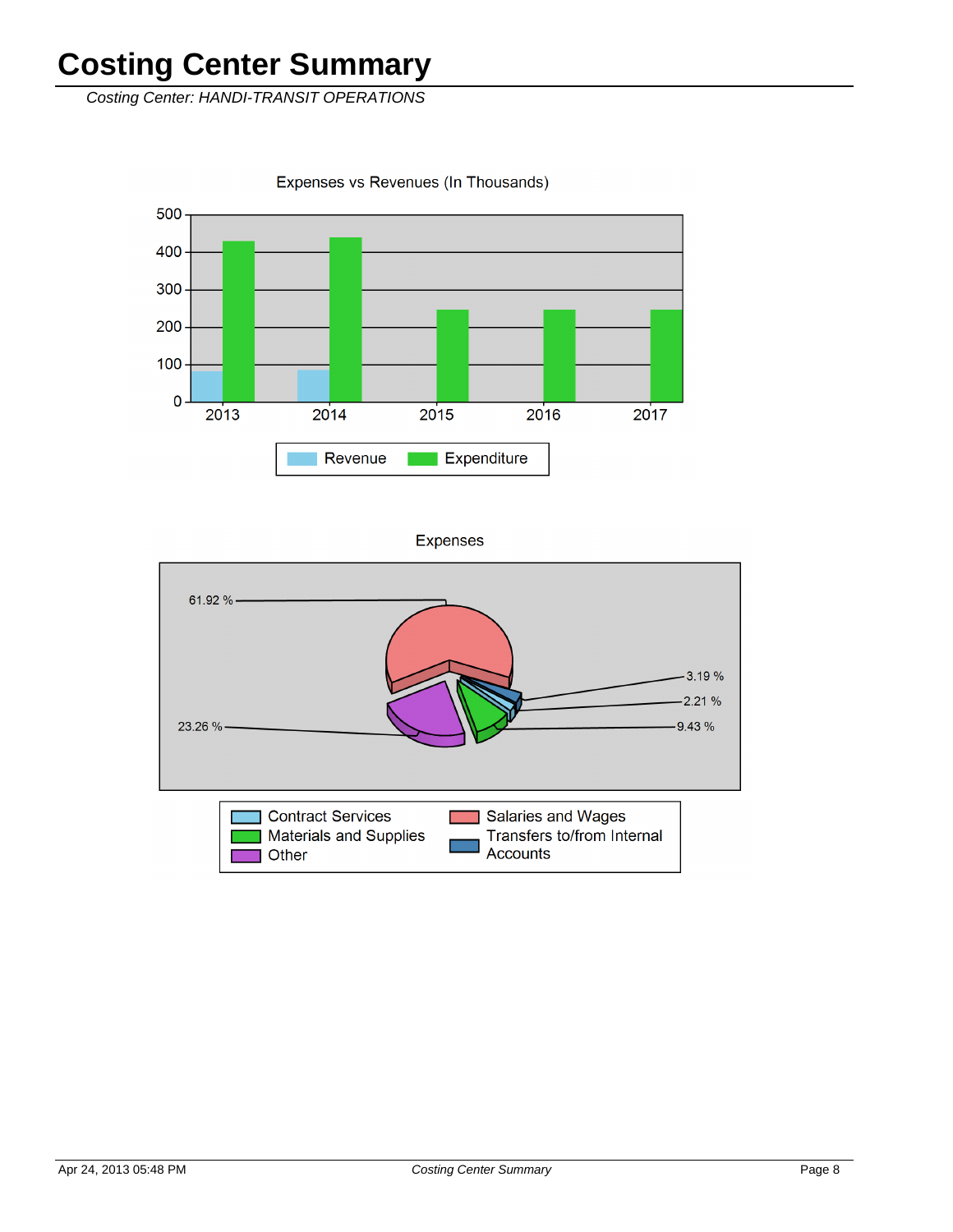# Costing Center Summary

*Costing Center: HANDI-TRANSIT OPERATIONS*

Expenses vs Revenues (In Thousands)

500
400
300
200
100
0

2013
2014
2015
2016
2017

Revenue
Expenditure

Expenses

61.92 %
3.19 %
2.21 %
9.43 %
23.26 %

Contract Services
Materials and Supplies
Other
Salaries and Wages
Transfers to/from Internal Accounts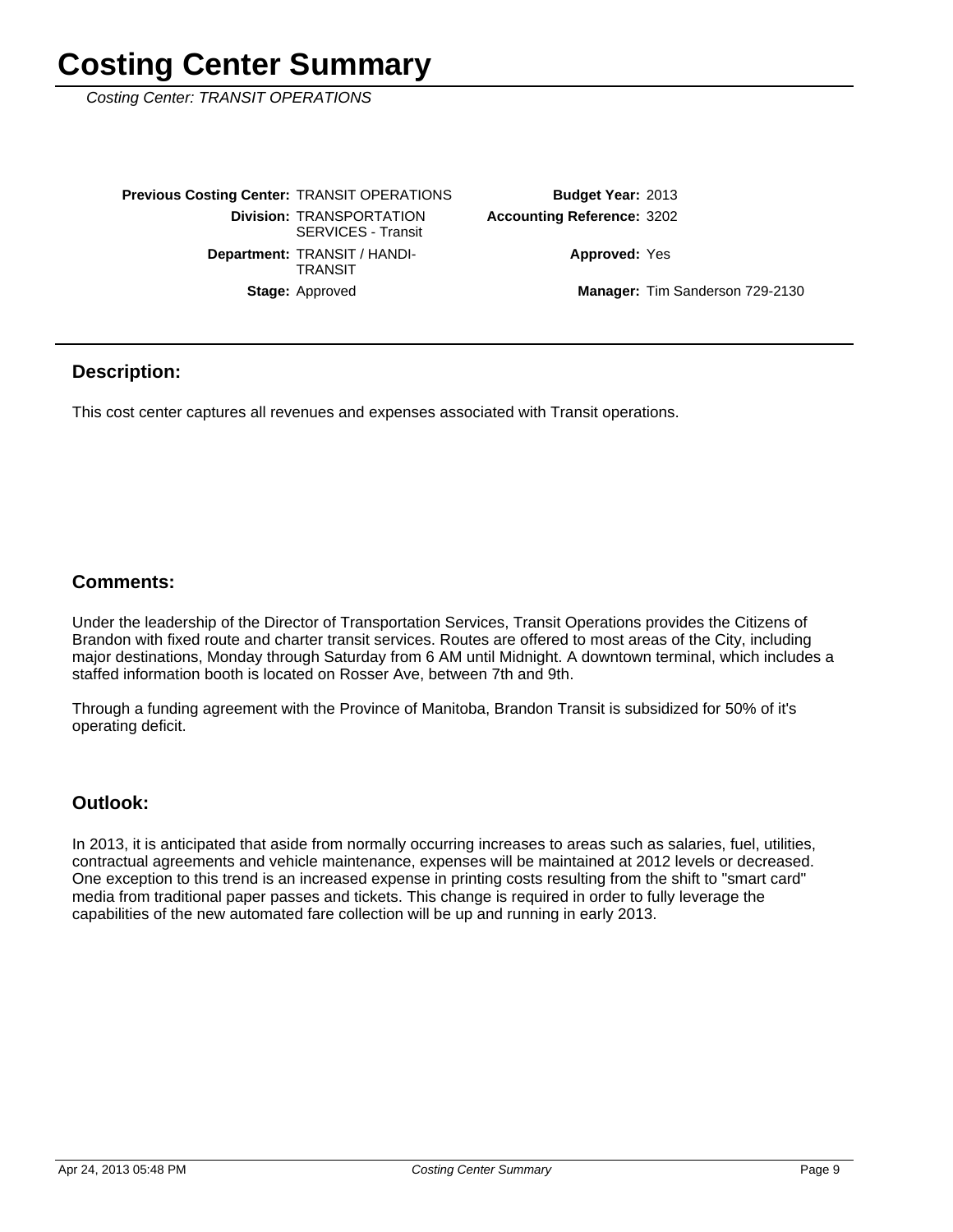# Costing Center Summary

*Costing Center: TRANSIT OPERATIONS*

| | | | |
|---|---|---|---|
| **Previous Costing Center:** | TRANSIT OPERATIONS | **Budget Year:** | 2013 |
| **Division:** | TRANSPORTATION SERVICES - Transit | **Accounting Reference:** | 3202 |
| **Department:** | TRANSIT / HANDI-TRANSIT | **Approved:** | Yes |
| **Stage:** | Approved | **Manager:** | Tim Sanderson 729-2130 |

## Description:

This cost center captures all revenues and expenses associated with Transit operations.

## Comments:

Under the leadership of the Director of Transportation Services, Transit Operations provides the Citizens of Brandon with fixed route and charter transit services. Routes are offered to most areas of the City, including major destinations, Monday through Saturday from 6 AM until Midnight. A downtown terminal, which includes a staffed information booth is located on Rosser Ave, between 7th and 9th.

Through a funding agreement with the Province of Manitoba, Brandon Transit is subsidized for 50% of it's operating deficit.

## Outlook:

In 2013, it is anticipated that aside from normally occurring increases to areas such as salaries, fuel, utilities, contractual agreements and vehicle maintenance, expenses will be maintained at 2012 levels or decreased. One exception to this trend is an increased expense in printing costs resulting from the shift to "smart card" media from traditional paper passes and tickets. This change is required in order to fully leverage the capabilities of the new automated fare collection will be up and running in early 2013.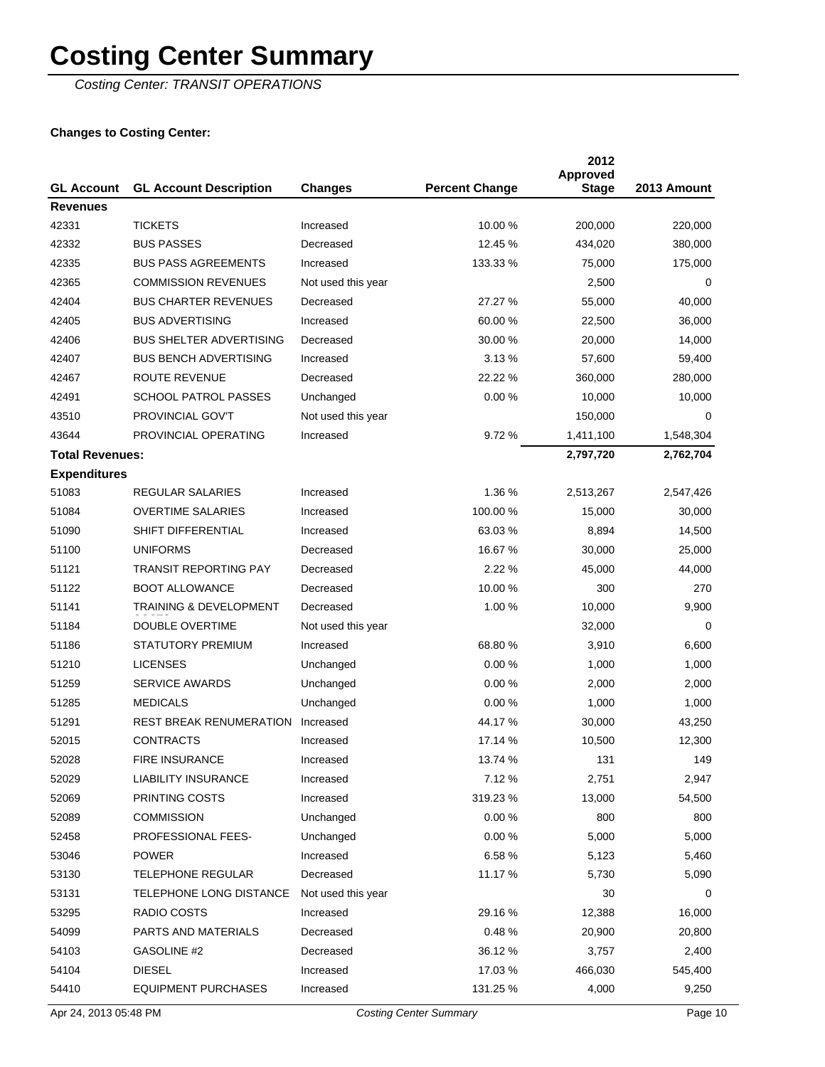# Costing Center Summary

*Costing Center: TRANSIT OPERATIONS*

**Changes to Costing Center:**

| GL Account | GL Account Description | Changes | Percent Change | 2012 Approved Stage | 2013 Amount |
|---|---|---|---|---|---|
| **Revenues** | | | | | |
| 42331 | TICKETS | Increased | 10.00 % | 200,000 | 220,000 |
| 42332 | BUS PASSES | Decreased | 12.45 % | 434,020 | 380,000 |
| 42335 | BUS PASS AGREEMENTS | Increased | 133.33 % | 75,000 | 175,000 |
| 42365 | COMMISSION REVENUES | Not used this year | | 2,500 | 0 |
| 42404 | BUS CHARTER REVENUES | Decreased | 27.27 % | 55,000 | 40,000 |
| 42405 | BUS ADVERTISING | Increased | 60.00 % | 22,500 | 36,000 |
| 42406 | BUS SHELTER ADVERTISING | Decreased | 30.00 % | 20,000 | 14,000 |
| 42407 | BUS BENCH ADVERTISING | Increased | 3.13 % | 57,600 | 59,400 |
| 42467 | ROUTE REVENUE | Decreased | 22.22 % | 360,000 | 280,000 |
| 42491 | SCHOOL PATROL PASSES | Unchanged | 0.00 % | 10,000 | 10,000 |
| 43510 | PROVINCIAL GOV'T | Not used this year | | 150,000 | 0 |
| 43644 | PROVINCIAL OPERATING | Increased | 9.72 % | 1,411,100 | 1,548,304 |
| **Total Revenues:** | | | | **2,797,720** | **2,762,704** |
| **Expenditures** | | | | | |
| 51083 | REGULAR SALARIES | Increased | 1.36 % | 2,513,267 | 2,547,426 |
| 51084 | OVERTIME SALARIES | Increased | 100.00 % | 15,000 | 30,000 |
| 51090 | SHIFT DIFFERENTIAL | Increased | 63.03 % | 8,894 | 14,500 |
| 51100 | UNIFORMS | Decreased | 16.67 % | 30,000 | 25,000 |
| 51121 | TRANSIT REPORTING PAY | Decreased | 2.22 % | 45,000 | 44,000 |
| 51122 | BOOT ALLOWANCE | Decreased | 10.00 % | 300 | 270 |
| 51141 | TRAINING & DEVELOPMENT COSTS | Decreased | 1.00 % | 10,000 | 9,900 |
| 51184 | DOUBLE OVERTIME | Not used this year | | 32,000 | 0 |
| 51186 | STATUTORY PREMIUM | Increased | 68.80 % | 3,910 | 6,600 |
| 51210 | LICENSES | Unchanged | 0.00 % | 1,000 | 1,000 |
| 51259 | SERVICE AWARDS | Unchanged | 0.00 % | 2,000 | 2,000 |
| 51285 | MEDICALS | Unchanged | 0.00 % | 1,000 | 1,000 |
| 51291 | REST BREAK RENUMERATION | Increased | 44.17 % | 30,000 | 43,250 |
| 52015 | CONTRACTS | Increased | 17.14 % | 10,500 | 12,300 |
| 52028 | FIRE INSURANCE | Increased | 13.74 % | 131 | 149 |
| 52029 | LIABILITY INSURANCE | Increased | 7.12 % | 2,751 | 2,947 |
| 52069 | PRINTING COSTS | Increased | 319.23 % | 13,000 | 54,500 |
| 52089 | COMMISSION | Unchanged | 0.00 % | 800 | 800 |
| 52458 | PROFESSIONAL FEES- | Unchanged | 0.00 % | 5,000 | 5,000 |
| 53046 | POWER | Increased | 6.58 % | 5,123 | 5,460 |
| 53130 | TELEPHONE REGULAR | Decreased | 11.17 % | 5,730 | 5,090 |
| 53131 | TELEPHONE LONG DISTANCE | Not used this year | | 30 | 0 |
| 53295 | RADIO COSTS | Increased | 29.16 % | 12,388 | 16,000 |
| 54099 | PARTS AND MATERIALS | Decreased | 0.48 % | 20,900 | 20,800 |
| 54103 | GASOLINE #2 | Decreased | 36.12 % | 3,757 | 2,400 |
| 54104 | DIESEL | Increased | 17.03 % | 466,030 | 545,400 |
| 54410 | EQUIPMENT PURCHASES | Increased | 131.25 % | 4,000 | 9,250 |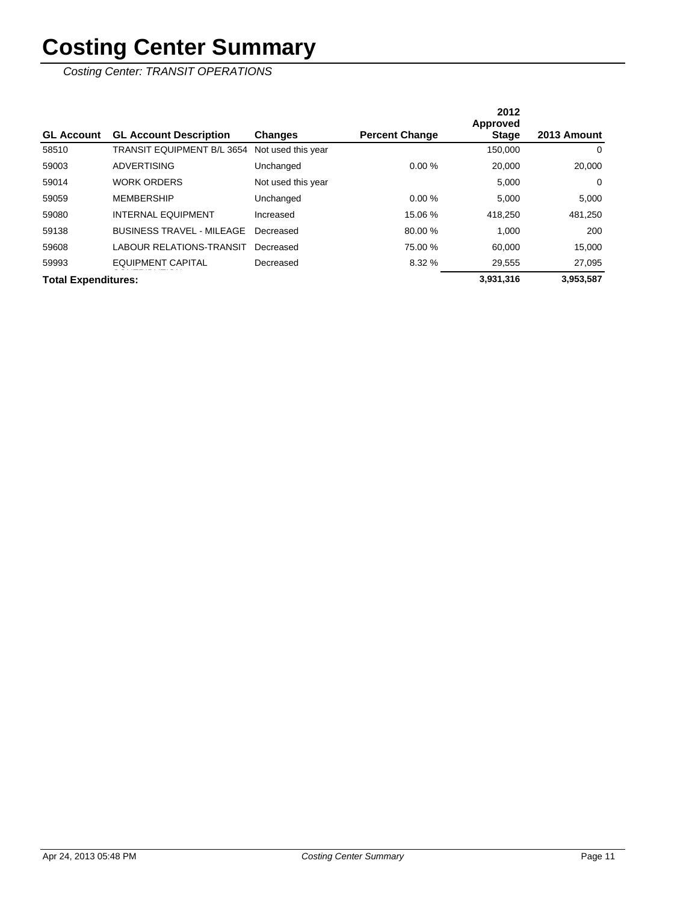# Costing Center Summary

*Costing Center: TRANSIT OPERATIONS*

| GL Account | GL Account Description | Changes | Percent Change | 2012 Approved Stage | 2013 Amount |
|---|---|---|---|---|---|
| 58510 | TRANSIT EQUIPMENT B/L 3654 | Not used this year | | 150,000 | 0 |
| 59003 | ADVERTISING | Unchanged | 0.00 % | 20,000 | 20,000 |
| 59014 | WORK ORDERS | Not used this year | | 5,000 | 0 |
| 59059 | MEMBERSHIP | Unchanged | 0.00 % | 5,000 | 5,000 |
| 59080 | INTERNAL EQUIPMENT | Increased | 15.06 % | 418,250 | 481,250 |
| 59138 | BUSINESS TRAVEL - MILEAGE | Decreased | 80.00 % | 1,000 | 200 |
| 59608 | LABOUR RELATIONS-TRANSIT | Decreased | 75.00 % | 60,000 | 15,000 |
| 59993 | EQUIPMENT CAPITAL CONTRIBUTION | Decreased | 8.32 % | 29,555 | 27,095 |
| **Total Expenditures:** | | | | **3,931,316** | **3,953,587** |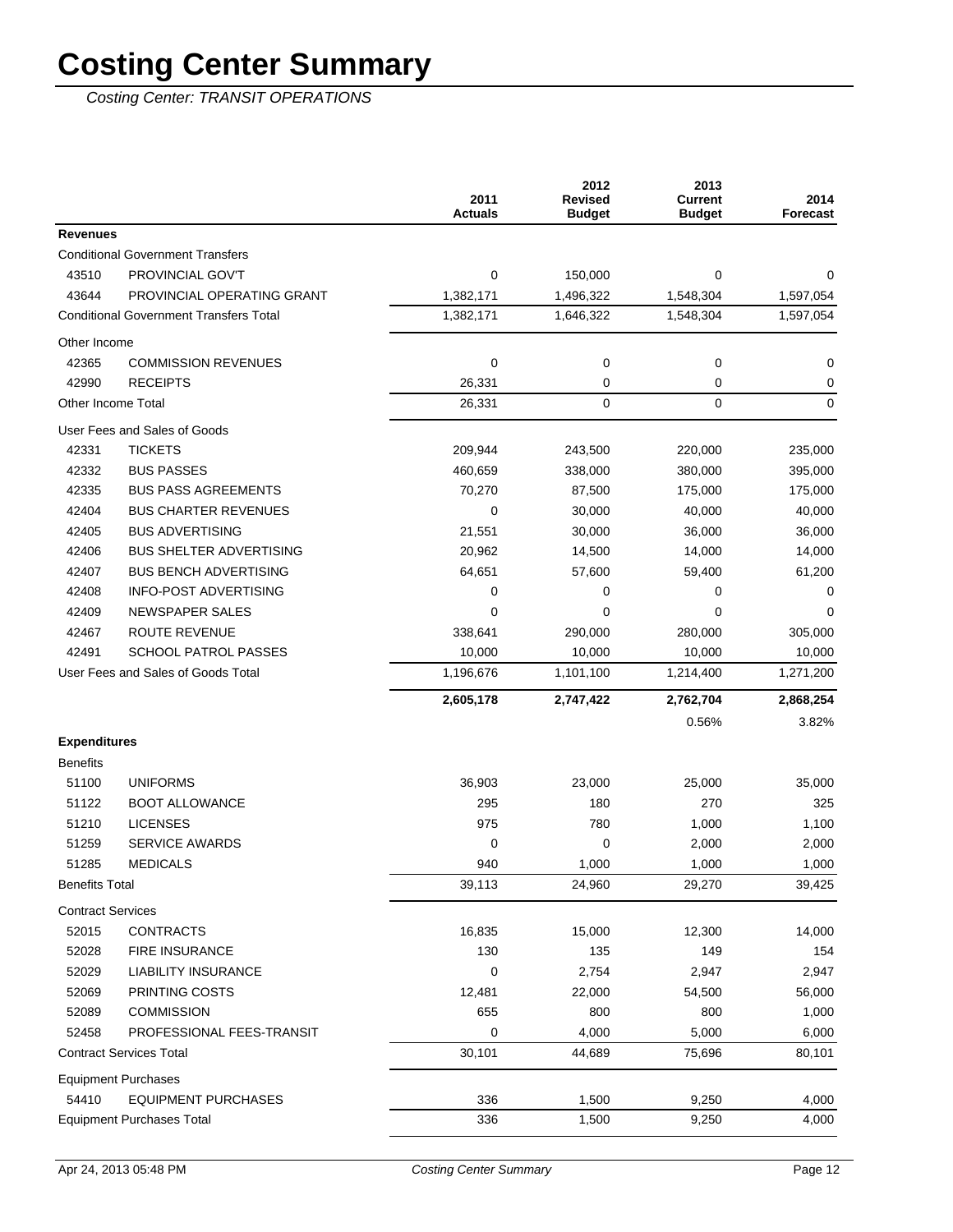# Costing Center Summary

*Costing Center: TRANSIT OPERATIONS*

| | | 2011 Actuals | 2012 Revised Budget | 2013 Current Budget | 2014 Forecast |
|---|---|---|---|---|---|
| **Revenues** | | | | | |
| Conditional Government Transfers | | | | | |
| 43510 | PROVINCIAL GOV'T | 0 | 150,000 | 0 | 0 |
| 43644 | PROVINCIAL OPERATING GRANT | 1,382,171 | 1,496,322 | 1,548,304 | 1,597,054 |
| Conditional Government Transfers Total | | 1,382,171 | 1,646,322 | 1,548,304 | 1,597,054 |
| Other Income | | | | | |
| 42365 | COMMISSION REVENUES | 0 | 0 | 0 | 0 |
| 42990 | RECEIPTS | 26,331 | 0 | 0 | 0 |
| Other Income Total | | 26,331 | 0 | 0 | 0 |
| User Fees and Sales of Goods | | | | | |
| 42331 | TICKETS | 209,944 | 243,500 | 220,000 | 235,000 |
| 42332 | BUS PASSES | 460,659 | 338,000 | 380,000 | 395,000 |
| 42335 | BUS PASS AGREEMENTS | 70,270 | 87,500 | 175,000 | 175,000 |
| 42404 | BUS CHARTER REVENUES | 0 | 30,000 | 40,000 | 40,000 |
| 42405 | BUS ADVERTISING | 21,551 | 30,000 | 36,000 | 36,000 |
| 42406 | BUS SHELTER ADVERTISING | 20,962 | 14,500 | 14,000 | 14,000 |
| 42407 | BUS BENCH ADVERTISING | 64,651 | 57,600 | 59,400 | 61,200 |
| 42408 | INFO-POST ADVERTISING | 0 | 0 | 0 | 0 |
| 42409 | NEWSPAPER SALES | 0 | 0 | 0 | 0 |
| 42467 | ROUTE REVENUE | 338,641 | 290,000 | 280,000 | 305,000 |
| 42491 | SCHOOL PATROL PASSES | 10,000 | 10,000 | 10,000 | 10,000 |
| User Fees and Sales of Goods Total | | 1,196,676 | 1,101,100 | 1,214,400 | 1,271,200 |
| | | **2,605,178** | **2,747,422** | **2,762,704** | **2,868,254** |
| | | | | 0.56% | 3.82% |
| **Expenditures** | | | | | |
| Benefits | | | | | |
| 51100 | UNIFORMS | 36,903 | 23,000 | 25,000 | 35,000 |
| 51122 | BOOT ALLOWANCE | 295 | 180 | 270 | 325 |
| 51210 | LICENSES | 975 | 780 | 1,000 | 1,100 |
| 51259 | SERVICE AWARDS | 0 | 0 | 2,000 | 2,000 |
| 51285 | MEDICALS | 940 | 1,000 | 1,000 | 1,000 |
| Benefits Total | | 39,113 | 24,960 | 29,270 | 39,425 |
| Contract Services | | | | | |
| 52015 | CONTRACTS | 16,835 | 15,000 | 12,300 | 14,000 |
| 52028 | FIRE INSURANCE | 130 | 135 | 149 | 154 |
| 52029 | LIABILITY INSURANCE | 0 | 2,754 | 2,947 | 2,947 |
| 52069 | PRINTING COSTS | 12,481 | 22,000 | 54,500 | 56,000 |
| 52089 | COMMISSION | 655 | 800 | 800 | 1,000 |
| 52458 | PROFESSIONAL FEES-TRANSIT | 0 | 4,000 | 5,000 | 6,000 |
| Contract Services Total | | 30,101 | 44,689 | 75,696 | 80,101 |
| Equipment Purchases | | | | | |
| 54410 | EQUIPMENT PURCHASES | 336 | 1,500 | 9,250 | 4,000 |
| Equipment Purchases Total | | 336 | 1,500 | 9,250 | 4,000 |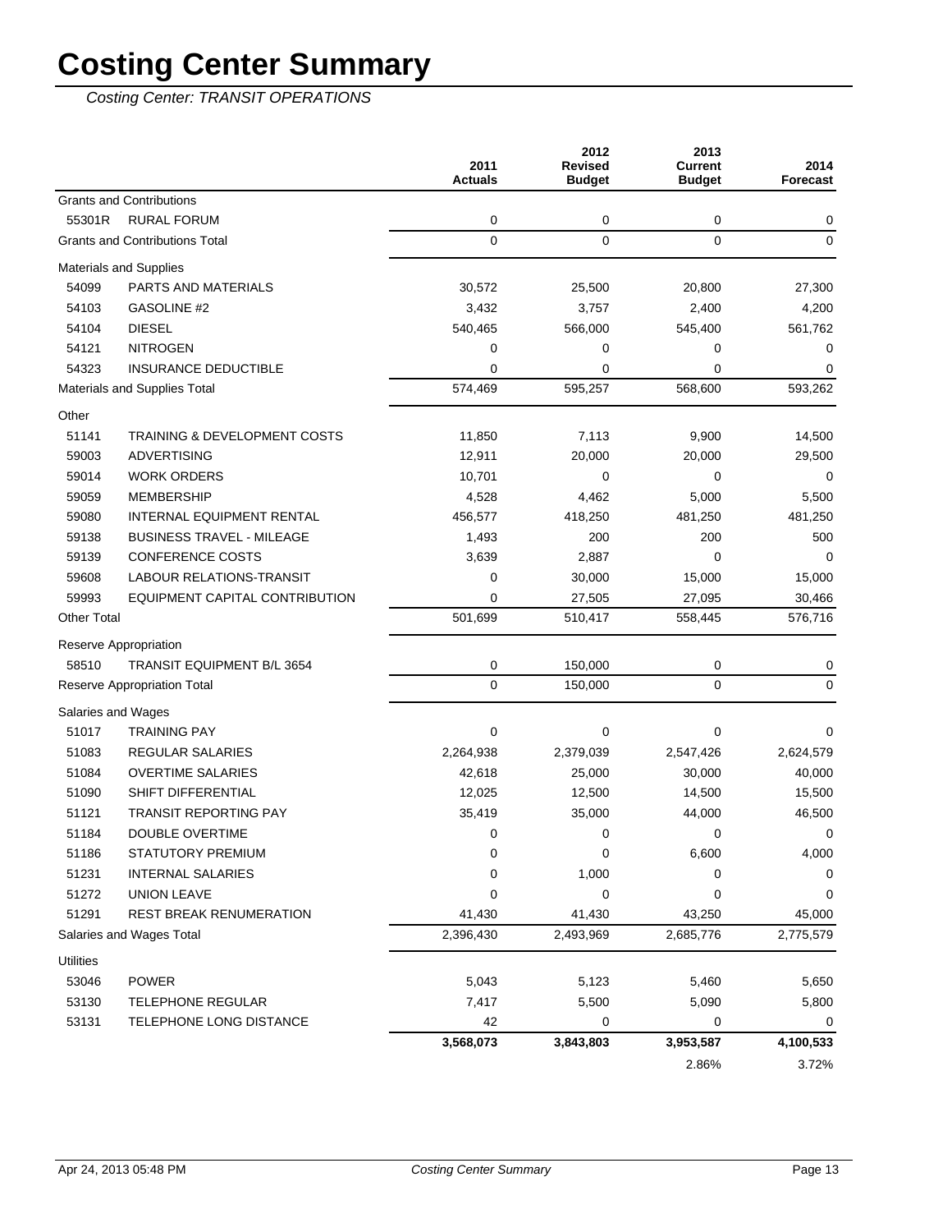# Costing Center Summary

*Costing Center: TRANSIT OPERATIONS*

| | | 2011 Actuals | 2012 Revised Budget | 2013 Current Budget | 2014 Forecast |
|---|---|---|---|---|---|
| Grants and Contributions | | | | | |
| 55301R | RURAL FORUM | 0 | 0 | 0 | 0 |
| Grants and Contributions Total | | 0 | 0 | 0 | 0 |
| Materials and Supplies | | | | | |
| 54099 | PARTS AND MATERIALS | 30,572 | 25,500 | 20,800 | 27,300 |
| 54103 | GASOLINE #2 | 3,432 | 3,757 | 2,400 | 4,200 |
| 54104 | DIESEL | 540,465 | 566,000 | 545,400 | 561,762 |
| 54121 | NITROGEN | 0 | 0 | 0 | 0 |
| 54323 | INSURANCE DEDUCTIBLE | 0 | 0 | 0 | 0 |
| Materials and Supplies Total | | 574,469 | 595,257 | 568,600 | 593,262 |
| Other | | | | | |
| 51141 | TRAINING & DEVELOPMENT COSTS | 11,850 | 7,113 | 9,900 | 14,500 |
| 59003 | ADVERTISING | 12,911 | 20,000 | 20,000 | 29,500 |
| 59014 | WORK ORDERS | 10,701 | 0 | 0 | 0 |
| 59059 | MEMBERSHIP | 4,528 | 4,462 | 5,000 | 5,500 |
| 59080 | INTERNAL EQUIPMENT RENTAL | 456,577 | 418,250 | 481,250 | 481,250 |
| 59138 | BUSINESS TRAVEL - MILEAGE | 1,493 | 200 | 200 | 500 |
| 59139 | CONFERENCE COSTS | 3,639 | 2,887 | 0 | 0 |
| 59608 | LABOUR RELATIONS-TRANSIT | 0 | 30,000 | 15,000 | 15,000 |
| 59993 | EQUIPMENT CAPITAL CONTRIBUTION | 0 | 27,505 | 27,095 | 30,466 |
| Other Total | | 501,699 | 510,417 | 558,445 | 576,716 |
| Reserve Appropriation | | | | | |
| 58510 | TRANSIT EQUIPMENT B/L 3654 | 0 | 150,000 | 0 | 0 |
| Reserve Appropriation Total | | 0 | 150,000 | 0 | 0 |
| Salaries and Wages | | | | | |
| 51017 | TRAINING PAY | 0 | 0 | 0 | 0 |
| 51083 | REGULAR SALARIES | 2,264,938 | 2,379,039 | 2,547,426 | 2,624,579 |
| 51084 | OVERTIME SALARIES | 42,618 | 25,000 | 30,000 | 40,000 |
| 51090 | SHIFT DIFFERENTIAL | 12,025 | 12,500 | 14,500 | 15,500 |
| 51121 | TRANSIT REPORTING PAY | 35,419 | 35,000 | 44,000 | 46,500 |
| 51184 | DOUBLE OVERTIME | 0 | 0 | 0 | 0 |
| 51186 | STATUTORY PREMIUM | 0 | 0 | 6,600 | 4,000 |
| 51231 | INTERNAL SALARIES | 0 | 1,000 | 0 | 0 |
| 51272 | UNION LEAVE | 0 | 0 | 0 | 0 |
| 51291 | REST BREAK RENUMERATION | 41,430 | 41,430 | 43,250 | 45,000 |
| Salaries and Wages Total | | 2,396,430 | 2,493,969 | 2,685,776 | 2,775,579 |
| Utilities | | | | | |
| 53046 | POWER | 5,043 | 5,123 | 5,460 | 5,650 |
| 53130 | TELEPHONE REGULAR | 7,417 | 5,500 | 5,090 | 5,800 |
| 53131 | TELEPHONE LONG DISTANCE | 42 | 0 | 0 | 0 |
| | | **3,568,073** | **3,843,803** | **3,953,587** | **4,100,533** |
| | | | | 2.86% | 3.72% |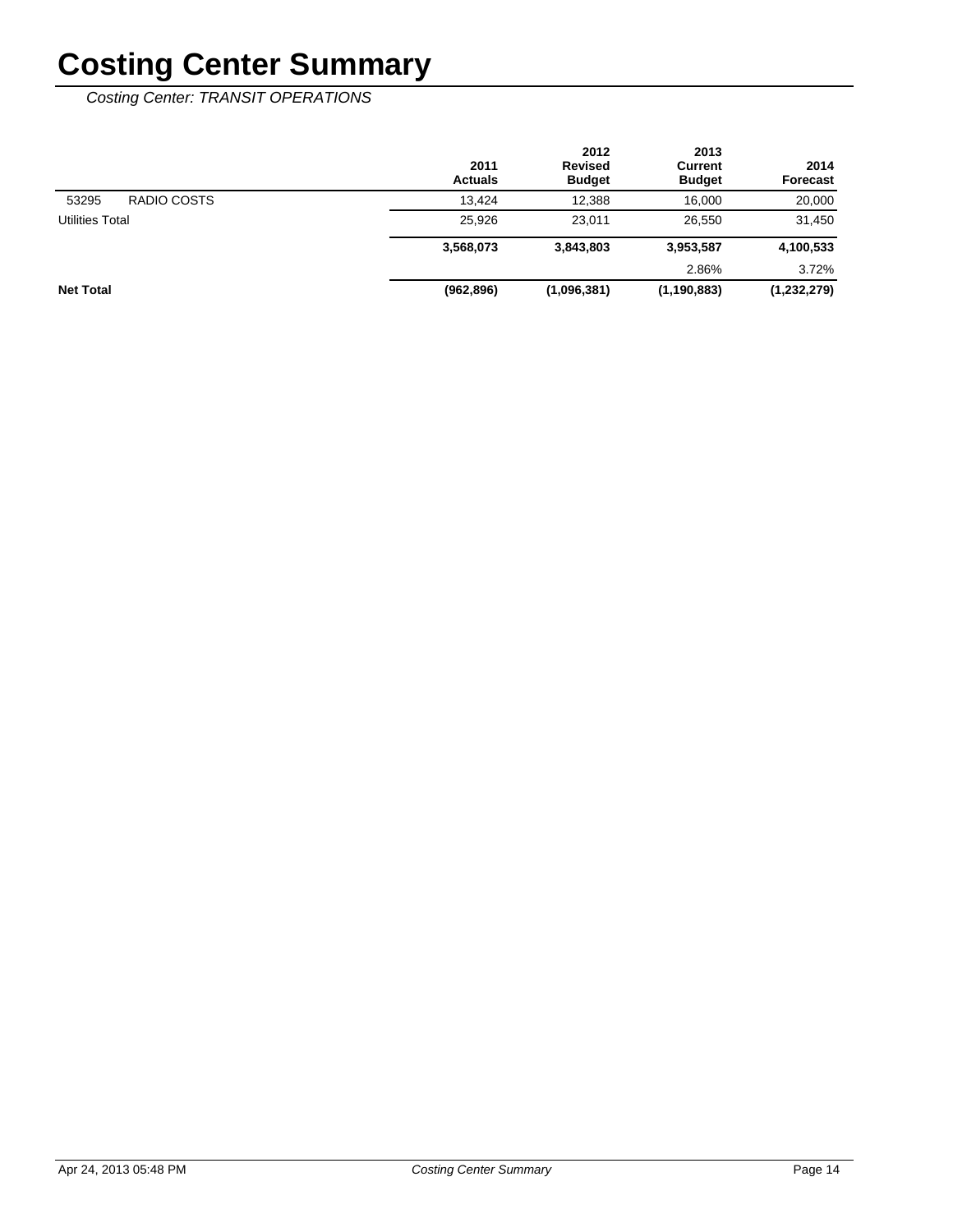# Costing Center Summary

*Costing Center: TRANSIT OPERATIONS*

| | | 2011 Actuals | 2012 Revised Budget | 2013 Current Budget | 2014 Forecast |
|---|---|---|---|---|---|
| 53295 | RADIO COSTS | 13,424 | 12,388 | 16,000 | 20,000 |
| Utilities Total | | 25,926 | 23,011 | 26,550 | 31,450 |
| | | **3,568,073** | **3,843,803** | **3,953,587** | **4,100,533** |
| | | | | 2.86% | 3.72% |
| **Net Total** | | **(962,896)** | **(1,096,381)** | **(1,190,883)** | **(1,232,279)** |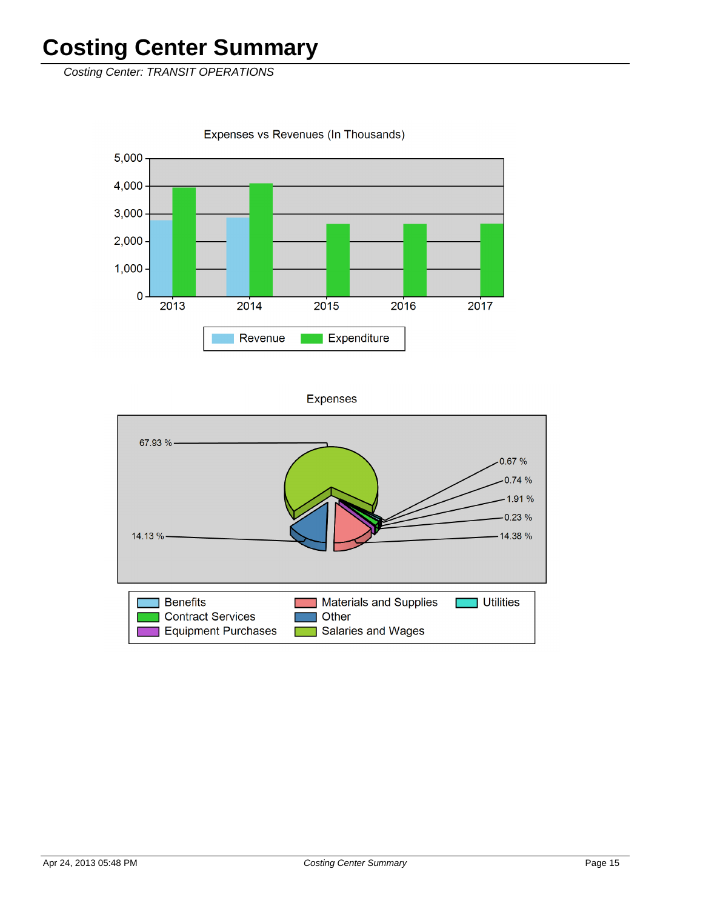# Costing Center Summary

*Costing Center: TRANSIT OPERATIONS*

Expenses vs Revenues (In Thousands)

5,000
4,000
3,000
2,000
1,000
0

2013
2014
2015
2016
2017

Revenue
Expenditure

Expenses

67.93 %
0.67 %
0.74 %
1.91 %
0.23 %
14.13 %
14.38 %

Benefits
Contract Services
Equipment Purchases
Materials and Supplies
Other
Salaries and Wages
Utilities